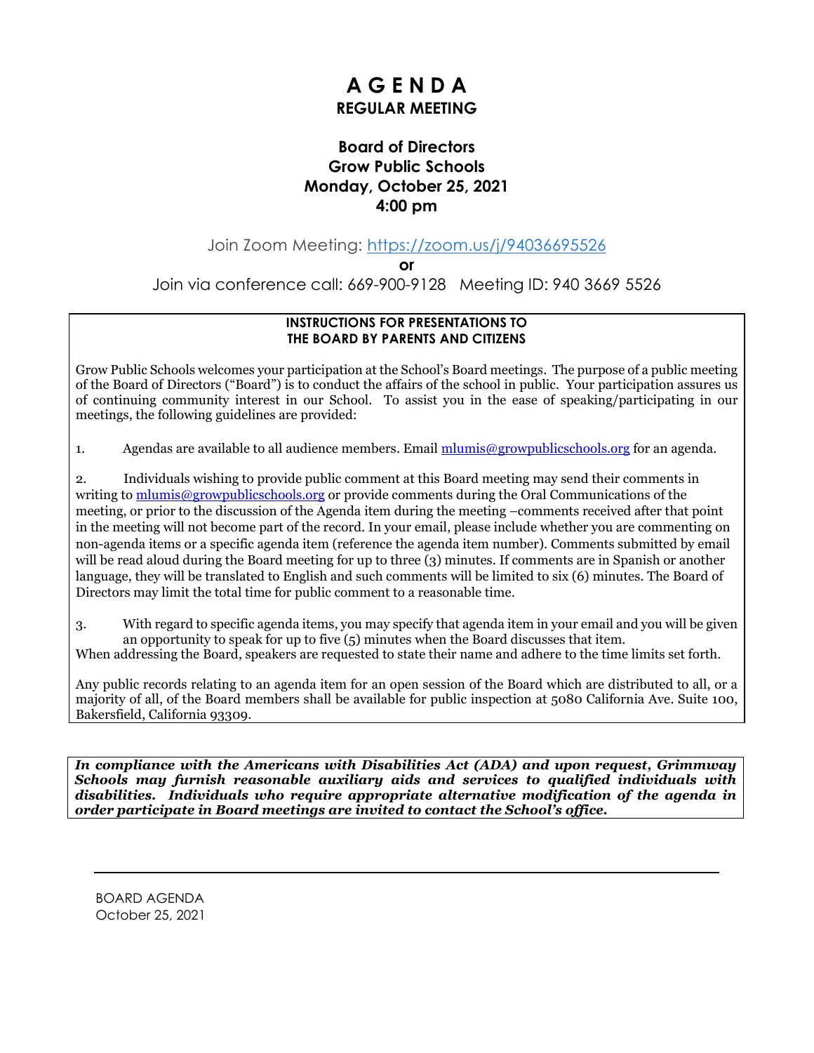# A G E N D A

## REGULAR MEETING

### Board of Directors
### Grow Public Schools
### Monday, October 25, 2021
### 4:00 pm

Join Zoom Meeting: https://zoom.us/j/94036695526

**or**

Join via conference call: 669-900-9128 Meeting ID: 940 3669 5526

---

**INSTRUCTIONS FOR PRESENTATIONS TO THE BOARD BY PARENTS AND CITIZENS**

Grow Public Schools welcomes your participation at the School's Board meetings. The purpose of a public meeting of the Board of Directors ("Board") is to conduct the affairs of the school in public. Your participation assures us of continuing community interest in our School. To assist you in the ease of speaking/participating in our meetings, the following guidelines are provided:

1. Agendas are available to all audience members. Email mlumis@growpublicschools.org for an agenda.

2. Individuals wishing to provide public comment at this Board meeting may send their comments in writing to mlumis@growpublicschools.org or provide comments during the Oral Communications of the meeting, or prior to the discussion of the Agenda item during the meeting –comments received after that point in the meeting will not become part of the record. In your email, please include whether you are commenting on non-agenda items or a specific agenda item (reference the agenda item number). Comments submitted by email will be read aloud during the Board meeting for up to three (3) minutes. If comments are in Spanish or another language, they will be translated to English and such comments will be limited to six (6) minutes. The Board of Directors may limit the total time for public comment to a reasonable time.

3. With regard to specific agenda items, you may specify that agenda item in your email and you will be given an opportunity to speak for up to five (5) minutes when the Board discusses that item.

When addressing the Board, speakers are requested to state their name and adhere to the time limits set forth.

Any public records relating to an agenda item for an open session of the Board which are distributed to all, or a majority of all, of the Board members shall be available for public inspection at 5080 California Ave. Suite 100, Bakersfield, California 93309.

---

***In compliance with the Americans with Disabilities Act (ADA) and upon request, Grimmway Schools may furnish reasonable auxiliary aids and services to qualified individuals with disabilities. Individuals who require appropriate alternative modification of the agenda in order participate in Board meetings are invited to contact the School's office.***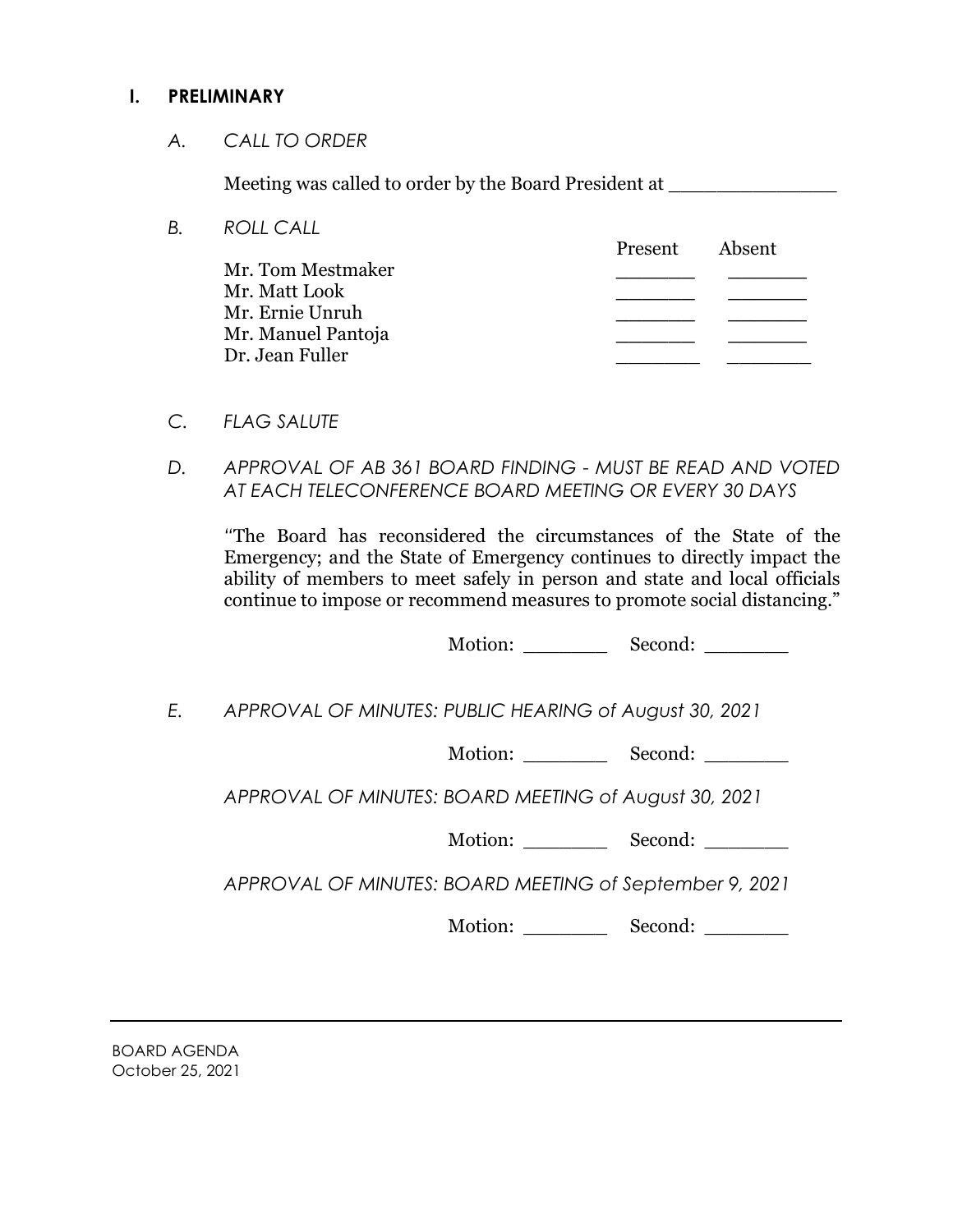## I. PRELIMINARY

*A. CALL TO ORDER*

Meeting was called to order by the Board President at _______________

*B. ROLL CALL*

| | Present | Absent |
|---|---|---|
| Mr. Tom Mestmaker | _______ | _______ |
| Mr. Matt Look | _______ | _______ |
| Mr. Ernie Unruh | _______ | _______ |
| Mr. Manuel Pantoja | _______ | _______ |
| Dr. Jean Fuller | _______ | _______ |

*C. FLAG SALUTE*

*D. APPROVAL OF AB 361 BOARD FINDING - MUST BE READ AND VOTED AT EACH TELECONFERENCE BOARD MEETING OR EVERY 30 DAYS*

"The Board has reconsidered the circumstances of the State of the Emergency; and the State of Emergency continues to directly impact the ability of members to meet safely in person and state and local officials continue to impose or recommend measures to promote social distancing."

Motion: ________ Second: ________

*E. APPROVAL OF MINUTES: PUBLIC HEARING of August 30, 2021*

Motion: ________ Second: ________

*APPROVAL OF MINUTES: BOARD MEETING of August 30, 2021*

Motion: ________ Second: ________

*APPROVAL OF MINUTES: BOARD MEETING of September 9, 2021*

Motion: ________ Second: ________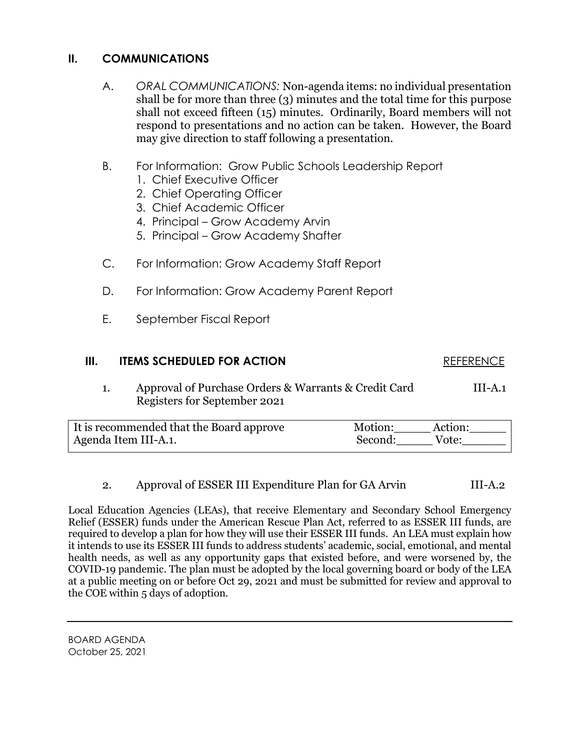## II. COMMUNICATIONS

A. *ORAL COMMUNICATIONS:* Non-agenda items: no individual presentation shall be for more than three (3) minutes and the total time for this purpose shall not exceed fifteen (15) minutes. Ordinarily, Board members will not respond to presentations and no action can be taken. However, the Board may give direction to staff following a presentation.

B. For Information: Grow Public Schools Leadership Report
   1. Chief Executive Officer
   2. Chief Operating Officer
   3. Chief Academic Officer
   4. Principal – Grow Academy Arvin
   5. Principal – Grow Academy Shafter

C. For Information: Grow Academy Staff Report

D. For Information: Grow Academy Parent Report

E. September Fiscal Report

## III. ITEMS SCHEDULED FOR ACTION

REFERENCE

1. Approval of Purchase Orders & Warrants & Credit Card Registers for September 2021 — III-A.1

| It is recommended that the Board approve Agenda Item III-A.1. | Motion:_____ Action:_____ Second:_____ Vote:______ |
|---|---|

2. Approval of ESSER III Expenditure Plan for GA Arvin — III-A.2

Local Education Agencies (LEAs), that receive Elementary and Secondary School Emergency Relief (ESSER) funds under the American Rescue Plan Act, referred to as ESSER III funds, are required to develop a plan for how they will use their ESSER III funds. An LEA must explain how it intends to use its ESSER III funds to address students' academic, social, emotional, and mental health needs, as well as any opportunity gaps that existed before, and were worsened by, the COVID-19 pandemic. The plan must be adopted by the local governing board or body of the LEA at a public meeting on or before Oct 29, 2021 and must be submitted for review and approval to the COE within 5 days of adoption.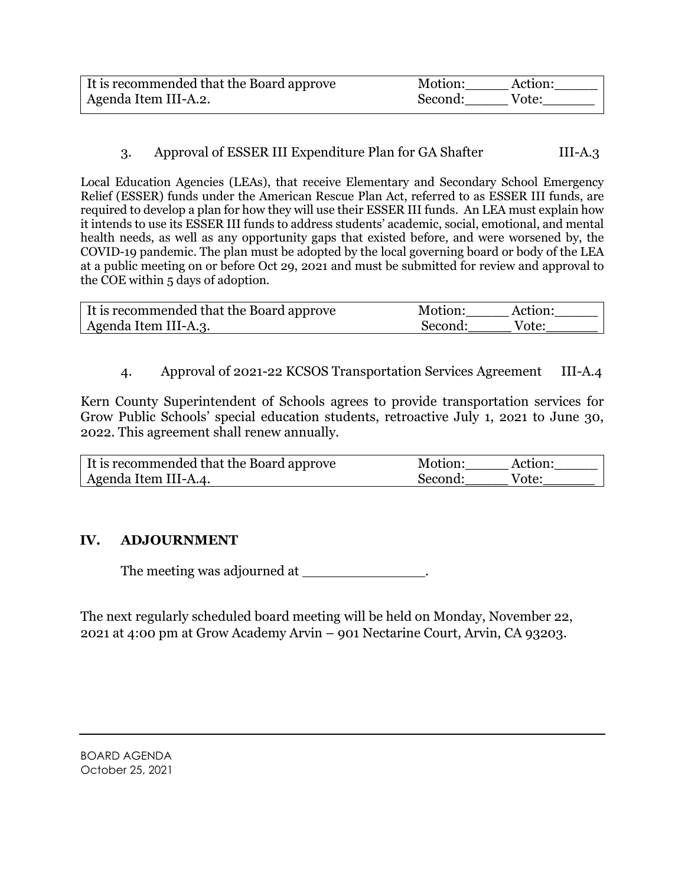| | |
|---|---|
| It is recommended that the Board approve Agenda Item III-A.2. | Motion:_____ Action:_____ Second:_____ Vote:______ |

3. Approval of ESSER III Expenditure Plan for GA Shafter III-A.3

Local Education Agencies (LEAs), that receive Elementary and Secondary School Emergency Relief (ESSER) funds under the American Rescue Plan Act, referred to as ESSER III funds, are required to develop a plan for how they will use their ESSER III funds. An LEA must explain how it intends to use its ESSER III funds to address students' academic, social, emotional, and mental health needs, as well as any opportunity gaps that existed before, and were worsened by, the COVID-19 pandemic. The plan must be adopted by the local governing board or body of the LEA at a public meeting on or before Oct 29, 2021 and must be submitted for review and approval to the COE within 5 days of adoption.

| | |
|---|---|
| It is recommended that the Board approve Agenda Item III-A.3. | Motion:_____ Action:_____ Second:_____ Vote:______ |

4. Approval of 2021-22 KCSOS Transportation Services Agreement III-A.4

Kern County Superintendent of Schools agrees to provide transportation services for Grow Public Schools' special education students, retroactive July 1, 2021 to June 30, 2022. This agreement shall renew annually.

| | |
|---|---|
| It is recommended that the Board approve Agenda Item III-A.4. | Motion:_____ Action:_____ Second:_____ Vote:______ |

## IV. ADJOURNMENT

The meeting was adjourned at _______________.

The next regularly scheduled board meeting will be held on Monday, November 22, 2021 at 4:00 pm at Grow Academy Arvin – 901 Nectarine Court, Arvin, CA 93203.